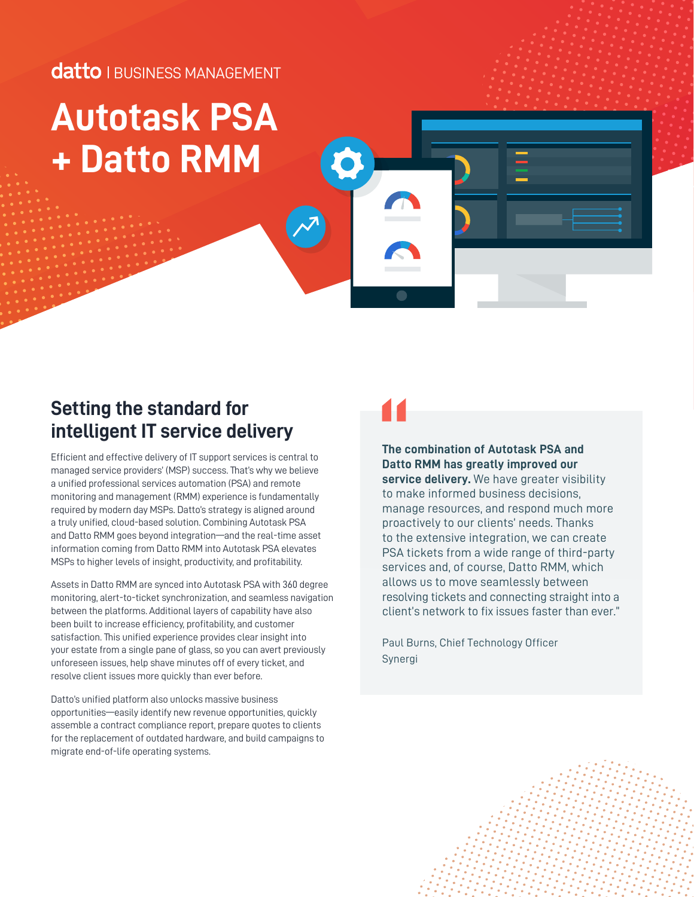datto | BUSINESS MANAGEMENT

# Autotask PSA + Datto RMM

## Setting the standard for intelligent IT service delivery

Efficient and effective delivery of IT support services is central to managed service providers' (MSP) success. That's why we believe a unified professional services automation (PSA) and remote monitoring and management (RMM) experience is fundamentally required by modern day MSPs. Datto's strategy is aligned around a truly unified, cloud-based solution. Combining Autotask PSA and Datto RMM goes beyond integration—and the real-time asset information coming from Datto RMM into Autotask PSA elevates MSPs to higher levels of insight, productivity, and profitability.

Assets in Datto RMM are synced into Autotask PSA with 360 degree monitoring, alert-to-ticket synchronization, and seamless navigation between the platforms. Additional layers of capability have also been built to increase efficiency, profitability, and customer satisfaction. This unified experience provides clear insight into your estate from a single pane of glass, so you can avert previously unforeseen issues, help shave minutes off of every ticket, and resolve client issues more quickly than ever before.

Datto's unified platform also unlocks massive business opportunities—easily identify new revenue opportunities, quickly assemble a contract compliance report, prepare quotes to clients for the replacement of outdated hardware, and build campaigns to migrate end-of-life operating systems.

> **The combination of Autotask PSA and Datto RMM has greatly improved our service delivery.** We have greater visibility to make informed business decisions, manage resources, and respond much more proactively to our clients' needs. Thanks to the extensive integration, we can create PSA tickets from a wide range of third-party services and, of course, Datto RMM, which allows us to move seamlessly between resolving tickets and connecting straight into a client's network to fix issues faster than ever."
>
> Paul Burns, Chief Technology Officer
> Synergi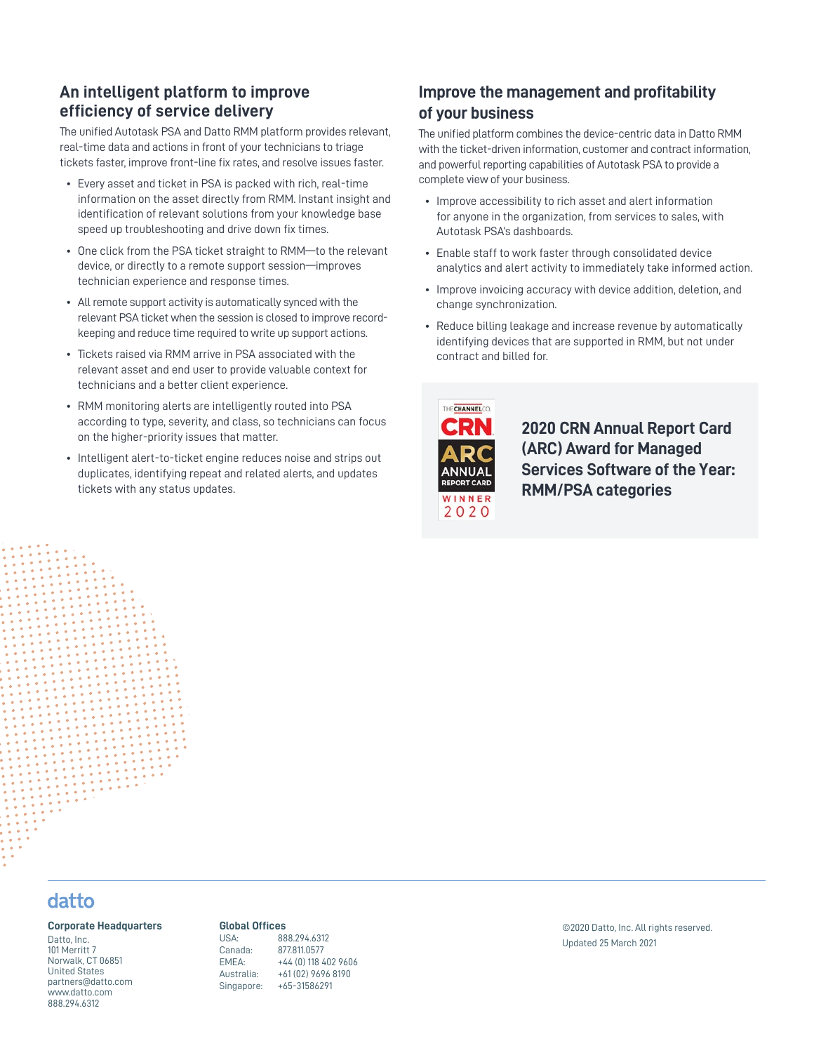## An intelligent platform to improve efficiency of service delivery

The unified Autotask PSA and Datto RMM platform provides relevant, real-time data and actions in front of your technicians to triage tickets faster, improve front-line fix rates, and resolve issues faster.

- Every asset and ticket in PSA is packed with rich, real-time information on the asset directly from RMM. Instant insight and identification of relevant solutions from your knowledge base speed up troubleshooting and drive down fix times.
- One click from the PSA ticket straight to RMM—to the relevant device, or directly to a remote support session—improves technician experience and response times.
- All remote support activity is automatically synced with the relevant PSA ticket when the session is closed to improve record-keeping and reduce time required to write up support actions.
- Tickets raised via RMM arrive in PSA associated with the relevant asset and end user to provide valuable context for technicians and a better client experience.
- RMM monitoring alerts are intelligently routed into PSA according to type, severity, and class, so technicians can focus on the higher-priority issues that matter.
- Intelligent alert-to-ticket engine reduces noise and strips out duplicates, identifying repeat and related alerts, and updates tickets with any status updates.

## Improve the management and profitability of your business

The unified platform combines the device-centric data in Datto RMM with the ticket-driven information, customer and contract information, and powerful reporting capabilities of Autotask PSA to provide a complete view of your business.

- Improve accessibility to rich asset and alert information for anyone in the organization, from services to sales, with Autotask PSA's dashboards.
- Enable staff to work faster through consolidated device analytics and alert activity to immediately take informed action.
- Improve invoicing accuracy with device addition, deletion, and change synchronization.
- Reduce billing leakage and increase revenue by automatically identifying devices that are supported in RMM, but not under contract and billed for.

THE CHANNEL CO.
CRN
ARC
ANNUAL REPORT CARD
WINNER
2020

**2020 CRN Annual Report Card (ARC) Award for Managed Services Software of the Year: RMM/PSA categories**

datto

**Corporate Headquarters**
Datto, Inc.
101 Merritt 7
Norwalk, CT 06851
United States
partners@datto.com
www.datto.com
888.294.6312

**Global Offices**

| | |
|---|---|
| USA: | 888.294.6312 |
| Canada: | 877.811.0577 |
| EMEA: | +44 (0) 118 402 9606 |
| Australia: | +61 (02) 9696 8190 |
| Singapore: | +65-31586291 |

©2020 Datto, Inc. All rights reserved.
Updated 25 March 2021